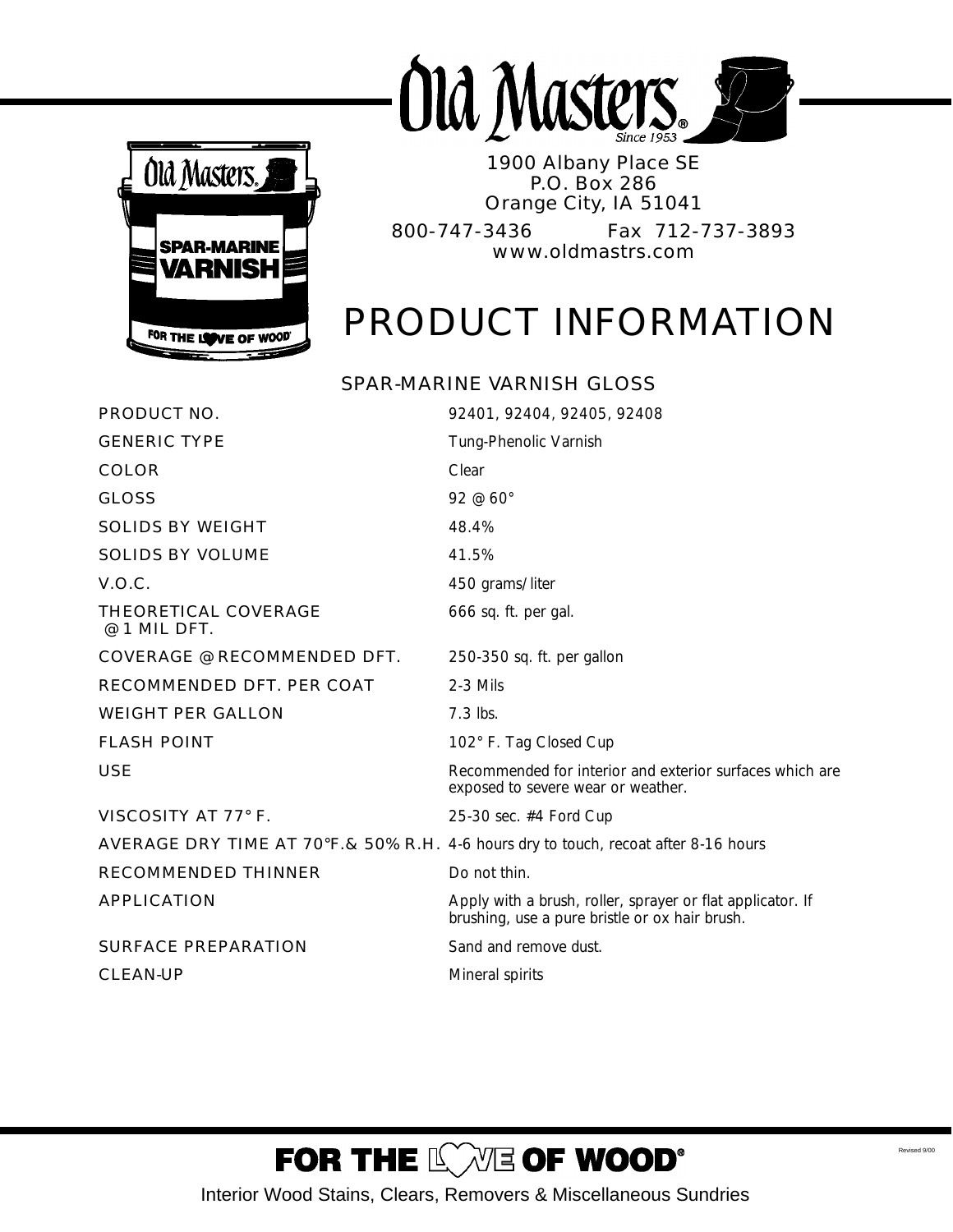# Old Masters

1900 Albany Place SE
P.O. Box 286
Orange City, IA 51041

800-747-3436 Fax 712-737-3893
www.oldmastrs.com

# PRODUCT INFORMATION

## SPAR-MARINE VARNISH GLOSS

| | |
|---|---|
| PRODUCT NO. | 92401, 92404, 92405, 92408 |
| GENERIC TYPE | Tung-Phenolic Varnish |
| COLOR | Clear |
| GLOSS | 92 @ 60° |
| SOLIDS BY WEIGHT | 48.4% |
| SOLIDS BY VOLUME | 41.5% |
| V.O.C. | 450 grams/liter |
| THEORETICAL COVERAGE @ 1 MIL DFT. | 666 sq. ft. per gal. |
| COVERAGE @ RECOMMENDED DFT. | 250-350 sq. ft. per gallon |
| RECOMMENDED DFT. PER COAT | 2-3 Mils |
| WEIGHT PER GALLON | 7.3 lbs. |
| FLASH POINT | 102° F. Tag Closed Cup |
| USE | Recommended for interior and exterior surfaces which are exposed to severe wear or weather. |
| VISCOSITY AT 77° F. | 25-30 sec. #4 Ford Cup |
| AVERAGE DRY TIME AT 70°F.& 50% R.H. | 4-6 hours dry to touch, recoat after 8-16 hours |
| RECOMMENDED THINNER | Do not thin. |
| APPLICATION | Apply with a brush, roller, sprayer or flat applicator. If brushing, use a pure bristle or ox hair brush. |
| SURFACE PREPARATION | Sand and remove dust. |
| CLEAN-UP | Mineral spirits |

FOR THE LOVE OF WOOD®

Revised 9/00

Interior Wood Stains, Clears, Removers & Miscellaneous Sundries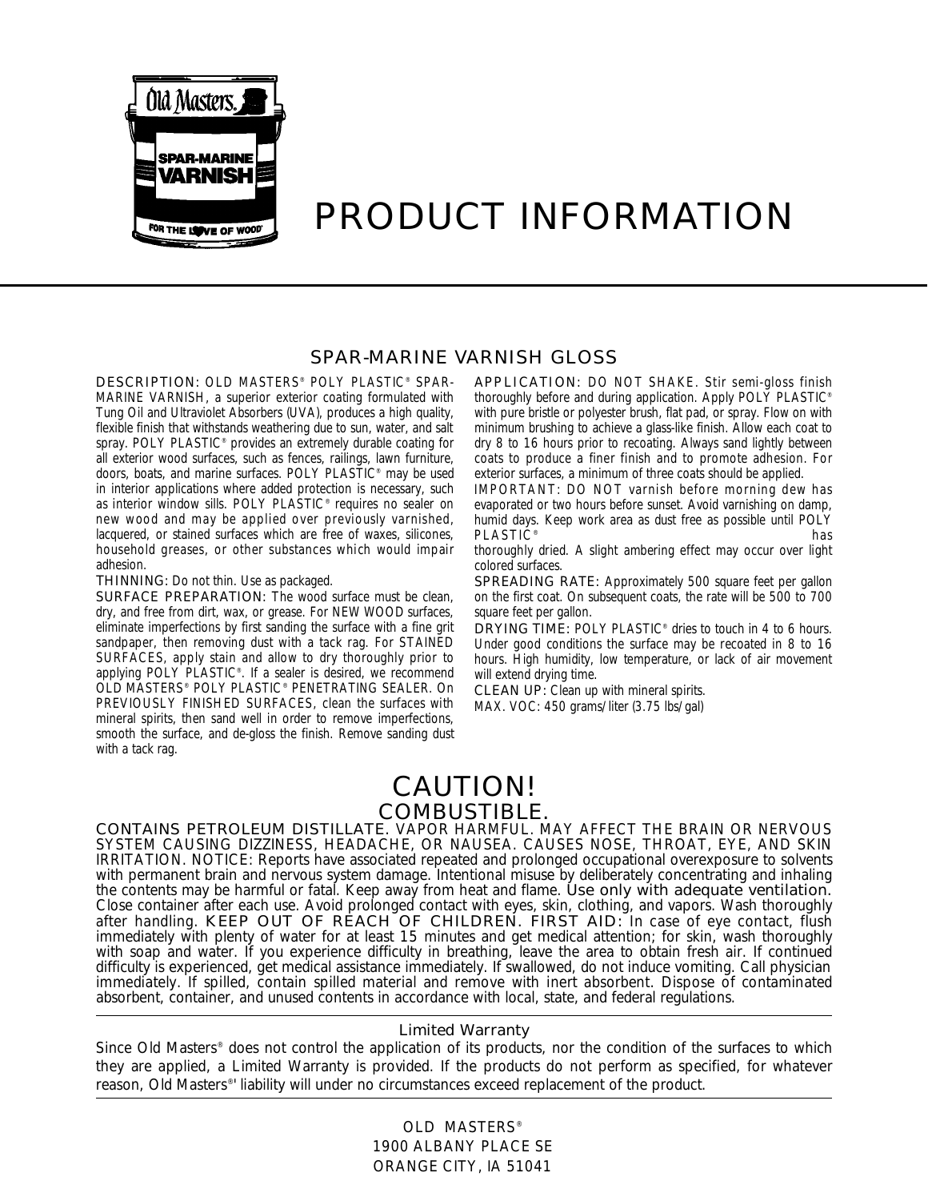# PRODUCT INFORMATION

## SPAR-MARINE VARNISH GLOSS

**DESCRIPTION:** OLD MASTERS® POLY PLASTIC® SPAR-MARINE VARNISH, a superior exterior coating formulated with Tung Oil and Ultraviolet Absorbers (UVA), produces a high quality, flexible finish that withstands weathering due to sun, water, and salt spray. POLY PLASTIC® provides an extremely durable coating for all exterior wood surfaces, such as fences, railings, lawn furniture, doors, boats, and marine surfaces. POLY PLASTIC® may be used in interior applications where added protection is necessary, such as interior window sills. POLY PLASTIC® requires no sealer on new wood and may be applied over previously varnished, lacquered, or stained surfaces which are free of waxes, silicones, household greases, or other substances which would impair adhesion.

**THINNING:** Do not thin. Use as packaged.

**SURFACE PREPARATION:** The wood surface must be clean, dry, and free from dirt, wax, or grease. For NEW WOOD surfaces, eliminate imperfections by first sanding the surface with a fine grit sandpaper, then removing dust with a tack rag. For STAINED SURFACES, apply stain and allow to dry thoroughly prior to applying POLY PLASTIC®. If a sealer is desired, we recommend OLD MASTERS® POLY PLASTIC® PENETRATING SEALER. On PREVIOUSLY FINISHED SURFACES, clean the surfaces with mineral spirits, then sand well in order to remove imperfections, smooth the surface, and de-gloss the finish. Remove sanding dust with a tack rag.

**APPLICATION:** DO NOT SHAKE. Stir semi-gloss finish thoroughly before and during application. Apply POLY PLASTIC® with pure bristle or polyester brush, flat pad, or spray. Flow on with minimum brushing to achieve a glass-like finish. Allow each coat to dry 8 to 16 hours prior to recoating. Always sand lightly between coats to produce a finer finish and to promote adhesion. For exterior surfaces, a minimum of three coats should be applied.

IMPORTANT: DO NOT varnish before morning dew has evaporated or two hours before sunset. Avoid varnishing on damp, humid days. Keep work area as dust free as possible until POLY PLASTIC® has thoroughly dried. A slight ambering effect may occur over light colored surfaces.

**SPREADING RATE:** Approximately 500 square feet per gallon on the first coat. On subsequent coats, the rate will be 500 to 700 square feet per gallon.

**DRYING TIME:** POLY PLASTIC® dries to touch in 4 to 6 hours. Under good conditions the surface may be recoated in 8 to 16 hours. High humidity, low temperature, or lack of air movement will extend drying time.

**CLEAN UP:** Clean up with mineral spirits.

MAX. VOC: 450 grams/liter (3.75 lbs/gal)

## CAUTION!
## COMBUSTIBLE.

CONTAINS PETROLEUM DISTILLATE. VAPOR HARMFUL. MAY AFFECT THE BRAIN OR NERVOUS SYSTEM CAUSING DIZZINESS, HEADACHE, OR NAUSEA. CAUSES NOSE, THROAT, EYE, AND SKIN IRRITATION. NOTICE: Reports have associated repeated and prolonged occupational overexposure to solvents with permanent brain and nervous system damage. Intentional misuse by deliberately concentrating and inhaling the contents may be harmful or fatal. Keep away from heat and flame. Use only with adequate ventilation. Close container after each use. Avoid prolonged contact with eyes, skin, clothing, and vapors. Wash thoroughly after handling. KEEP OUT OF REACH OF CHILDREN. FIRST AID: In case of eye contact, flush immediately with plenty of water for at least 15 minutes and get medical attention; for skin, wash thoroughly with soap and water. If you experience difficulty in breathing, leave the area to obtain fresh air. If continued difficulty is experienced, get medical assistance immediately. If swallowed, do not induce vomiting. Call physician immediately. If spilled, contain spilled material and remove with inert absorbent. Dispose of contaminated absorbent, container, and unused contents in accordance with local, state, and federal regulations.

---

### Limited Warranty

Since Old Masters® does not control the application of its products, nor the condition of the surfaces to which they are applied, a Limited Warranty is provided. If the products do not perform as specified, for whatever reason, Old Masters®' liability will under no circumstances exceed replacement of the product.

---

OLD MASTERS®
1900 ALBANY PLACE SE
ORANGE CITY, IA 51041